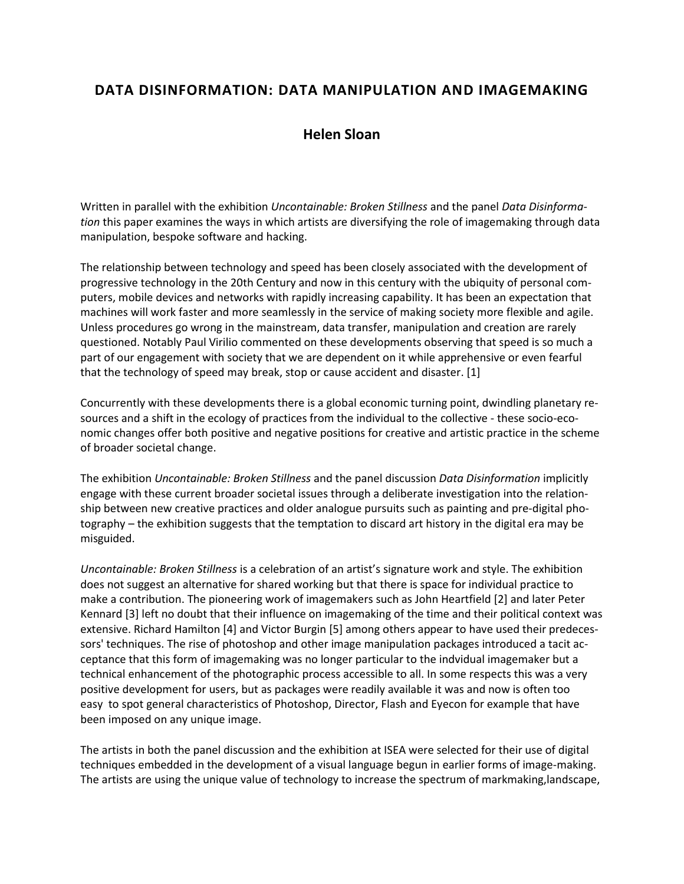# DATA DISINFORMATION: DATA MANIPULATION AND IMAGEMAKING

## Helen Sloan

Written in parallel with the exhibition *Uncontainable: Broken Stillness* and the panel *Data Disinformation* this paper examines the ways in which artists are diversifying the role of imagemaking through data manipulation, bespoke software and hacking.

The relationship between technology and speed has been closely associated with the development of progressive technology in the 20th Century and now in this century with the ubiquity of personal computers, mobile devices and networks with rapidly increasing capability. It has been an expectation that machines will work faster and more seamlessly in the service of making society more flexible and agile. Unless procedures go wrong in the mainstream, data transfer, manipulation and creation are rarely questioned. Notably Paul Virilio commented on these developments observing that speed is so much a part of our engagement with society that we are dependent on it while apprehensive or even fearful that the technology of speed may break, stop or cause accident and disaster. [1]

Concurrently with these developments there is a global economic turning point, dwindling planetary resources and a shift in the ecology of practices from the individual to the collective - these socio-economic changes offer both positive and negative positions for creative and artistic practice in the scheme of broader societal change.

The exhibition *Uncontainable: Broken Stillness* and the panel discussion *Data Disinformation* implicitly engage with these current broader societal issues through a deliberate investigation into the relationship between new creative practices and older analogue pursuits such as painting and pre-digital photography – the exhibition suggests that the temptation to discard art history in the digital era may be misguided.

*Uncontainable: Broken Stillness* is a celebration of an artist's signature work and style. The exhibition does not suggest an alternative for shared working but that there is space for individual practice to make a contribution. The pioneering work of imagemakers such as John Heartfield [2] and later Peter Kennard [3] left no doubt that their influence on imagemaking of the time and their political context was extensive. Richard Hamilton [4] and Victor Burgin [5] among others appear to have used their predecessors' techniques. The rise of photoshop and other image manipulation packages introduced a tacit acceptance that this form of imagemaking was no longer particular to the indvidual imagemaker but a technical enhancement of the photographic process accessible to all. In some respects this was a very positive development for users, but as packages were readily available it was and now is often too easy to spot general characteristics of Photoshop, Director, Flash and Eyecon for example that have been imposed on any unique image.

The artists in both the panel discussion and the exhibition at ISEA were selected for their use of digital techniques embedded in the development of a visual language begun in earlier forms of image-making. The artists are using the unique value of technology to increase the spectrum of markmaking,landscape,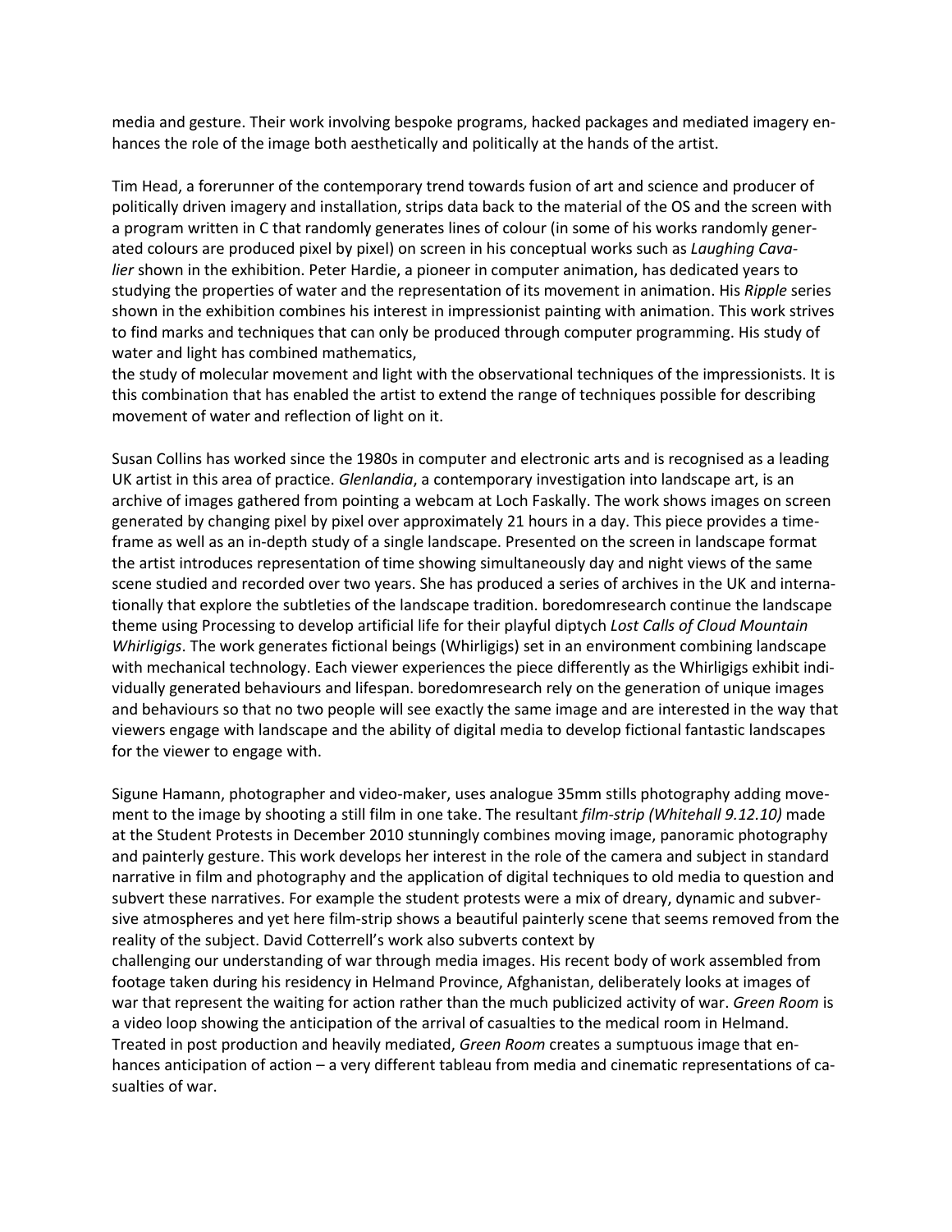media and gesture. Their work involving bespoke programs, hacked packages and mediated imagery enhances the role of the image both aesthetically and politically at the hands of the artist.

Tim Head, a forerunner of the contemporary trend towards fusion of art and science and producer of politically driven imagery and installation, strips data back to the material of the OS and the screen with a program written in C that randomly generates lines of colour (in some of his works randomly generated colours are produced pixel by pixel) on screen in his conceptual works such as *Laughing Cavalier* shown in the exhibition. Peter Hardie, a pioneer in computer animation, has dedicated years to studying the properties of water and the representation of its movement in animation. His *Ripple* series shown in the exhibition combines his interest in impressionist painting with animation. This work strives to find marks and techniques that can only be produced through computer programming. His study of water and light has combined mathematics,
the study of molecular movement and light with the observational techniques of the impressionists. It is this combination that has enabled the artist to extend the range of techniques possible for describing movement of water and reflection of light on it.

Susan Collins has worked since the 1980s in computer and electronic arts and is recognised as a leading UK artist in this area of practice. *Glenlandia*, a contemporary investigation into landscape art, is an archive of images gathered from pointing a webcam at Loch Faskally. The work shows images on screen generated by changing pixel by pixel over approximately 21 hours in a day. This piece provides a time-frame as well as an in-depth study of a single landscape. Presented on the screen in landscape format the artist introduces representation of time showing simultaneously day and night views of the same scene studied and recorded over two years. She has produced a series of archives in the UK and internationally that explore the subtleties of the landscape tradition. boredomresearch continue the landscape theme using Processing to develop artificial life for their playful diptych *Lost Calls of Cloud Mountain Whirligigs*. The work generates fictional beings (Whirligigs) set in an environment combining landscape with mechanical technology. Each viewer experiences the piece differently as the Whirligigs exhibit individually generated behaviours and lifespan. boredomresearch rely on the generation of unique images and behaviours so that no two people will see exactly the same image and are interested in the way that viewers engage with landscape and the ability of digital media to develop fictional fantastic landscapes for the viewer to engage with.

Sigune Hamann, photographer and video-maker, uses analogue 35mm stills photography adding movement to the image by shooting a still film in one take. The resultant *film-strip (Whitehall 9.12.10)* made at the Student Protests in December 2010 stunningly combines moving image, panoramic photography and painterly gesture. This work develops her interest in the role of the camera and subject in standard narrative in film and photography and the application of digital techniques to old media to question and subvert these narratives. For example the student protests were a mix of dreary, dynamic and subversive atmospheres and yet here film-strip shows a beautiful painterly scene that seems removed from the reality of the subject. David Cotterrell's work also subverts context by
challenging our understanding of war through media images. His recent body of work assembled from footage taken during his residency in Helmand Province, Afghanistan, deliberately looks at images of war that represent the waiting for action rather than the much publicized activity of war. *Green Room* is a video loop showing the anticipation of the arrival of casualties to the medical room in Helmand. Treated in post production and heavily mediated, *Green Room* creates a sumptuous image that enhances anticipation of action – a very different tableau from media and cinematic representations of casualties of war.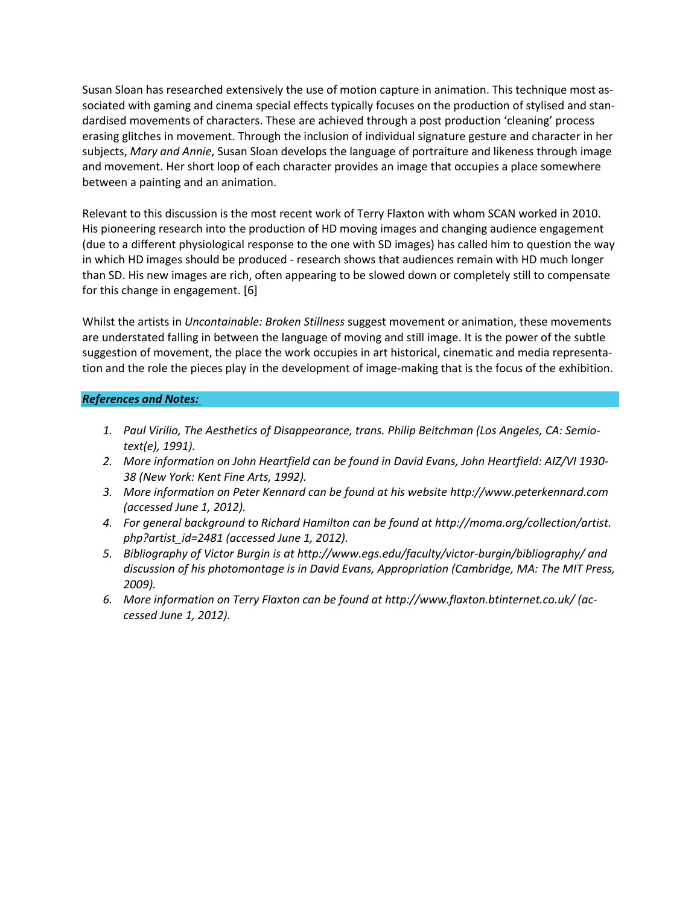Susan Sloan has researched extensively the use of motion capture in animation. This technique most associated with gaming and cinema special effects typically focuses on the production of stylised and standardised movements of characters. These are achieved through a post production 'cleaning' process erasing glitches in movement. Through the inclusion of individual signature gesture and character in her subjects, *Mary and Annie*, Susan Sloan develops the language of portraiture and likeness through image and movement. Her short loop of each character provides an image that occupies a place somewhere between a painting and an animation.

Relevant to this discussion is the most recent work of Terry Flaxton with whom SCAN worked in 2010. His pioneering research into the production of HD moving images and changing audience engagement (due to a different physiological response to the one with SD images) has called him to question the way in which HD images should be produced - research shows that audiences remain with HD much longer than SD. His new images are rich, often appearing to be slowed down or completely still to compensate for this change in engagement. [6]

Whilst the artists in *Uncontainable: Broken Stillness* suggest movement or animation, these movements are understated falling in between the language of moving and still image. It is the power of the subtle suggestion of movement, the place the work occupies in art historical, cinematic and media representation and the role the pieces play in the development of image-making that is the focus of the exhibition.

***References and Notes:***

1. *Paul Virilio, The Aesthetics of Disappearance, trans. Philip Beitchman (Los Angeles, CA: Semiotext(e), 1991).*
2. *More information on John Heartfield can be found in David Evans, John Heartfield: AIZ/VI 1930-38 (New York: Kent Fine Arts, 1992).*
3. *More information on Peter Kennard can be found at his website http://www.peterkennard.com (accessed June 1, 2012).*
4. *For general background to Richard Hamilton can be found at http://moma.org/collection/artist.php?artist_id=2481 (accessed June 1, 2012).*
5. *Bibliography of Victor Burgin is at http://www.egs.edu/faculty/victor-burgin/bibliography/ and discussion of his photomontage is in David Evans, Appropriation (Cambridge, MA: The MIT Press, 2009).*
6. *More information on Terry Flaxton can be found at http://www.flaxton.btinternet.co.uk/ (accessed June 1, 2012).*